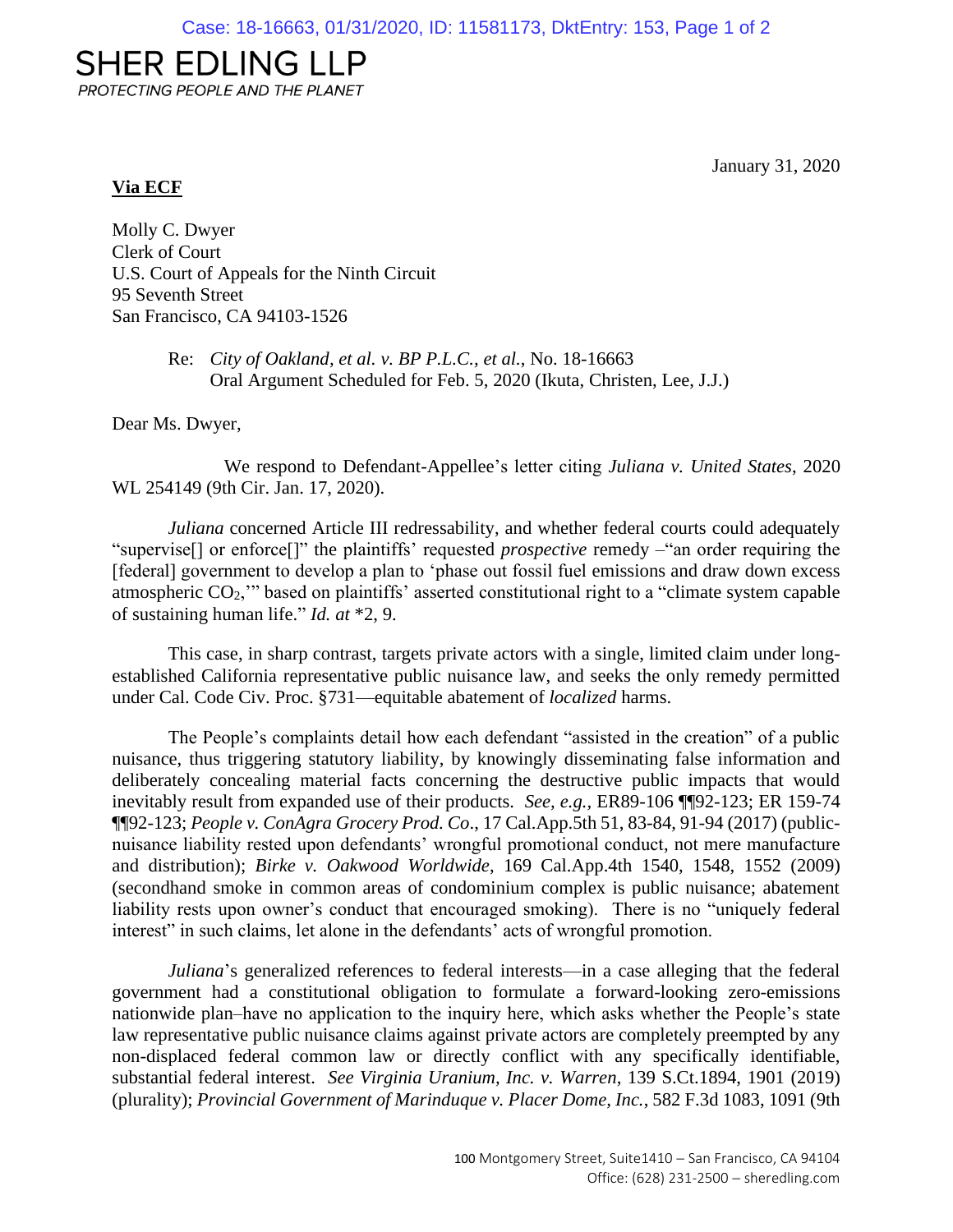# SHER EDLING LLP

*PROTECTING PEOPLE AND THE PLANET*

January 31, 2020

**Via ECF**

Molly C. Dwyer
Clerk of Court
U.S. Court of Appeals for the Ninth Circuit
95 Seventh Street
San Francisco, CA 94103-1526

Re: *City of Oakland, et al. v. BP P.L.C., et al.*, No. 18-16663
Oral Argument Scheduled for Feb. 5, 2020 (Ikuta, Christen, Lee, J.J.)

Dear Ms. Dwyer,

We respond to Defendant-Appellee's letter citing *Juliana v. United States*, 2020 WL 254149 (9th Cir. Jan. 17, 2020).

*Juliana* concerned Article III redressability, and whether federal courts could adequately "supervise[] or enforce[]" the plaintiffs' requested *prospective* remedy –"an order requiring the [federal] government to develop a plan to 'phase out fossil fuel emissions and draw down excess atmospheric $CO_2$,'" based on plaintiffs' asserted constitutional right to a "climate system capable of sustaining human life." *Id. at* *2, 9.

This case, in sharp contrast, targets private actors with a single, limited claim under long-established California representative public nuisance law, and seeks the only remedy permitted under Cal. Code Civ. Proc. §731—equitable abatement of *localized* harms.

The People's complaints detail how each defendant "assisted in the creation" of a public nuisance, thus triggering statutory liability, by knowingly disseminating false information and deliberately concealing material facts concerning the destructive public impacts that would inevitably result from expanded use of their products. *See, e.g.,* ER89-106 ¶¶92-123; ER 159-74 ¶¶92-123; *People v. ConAgra Grocery Prod. Co*., 17 Cal.App.5th 51, 83-84, 91-94 (2017) (public-nuisance liability rested upon defendants' wrongful promotional conduct, not mere manufacture and distribution); *Birke v. Oakwood Worldwide*, 169 Cal.App.4th 1540, 1548, 1552 (2009) (secondhand smoke in common areas of condominium complex is public nuisance; abatement liability rests upon owner's conduct that encouraged smoking). There is no "uniquely federal interest" in such claims, let alone in the defendants' acts of wrongful promotion.

*Juliana*'s generalized references to federal interests—in a case alleging that the federal government had a constitutional obligation to formulate a forward-looking zero-emissions nationwide plan–have no application to the inquiry here, which asks whether the People's state law representative public nuisance claims against private actors are completely preempted by any non-displaced federal common law or directly conflict with any specifically identifiable, substantial federal interest. *See Virginia Uranium, Inc. v. Warren*, 139 S.Ct.1894, 1901 (2019) (plurality); *Provincial Government of Marinduque v. Placer Dome, Inc.*, 582 F.3d 1083, 1091 (9th

100 Montgomery Street, Suite1410 – San Francisco, CA 94104
Office: (628) 231-2500 – sheredling.com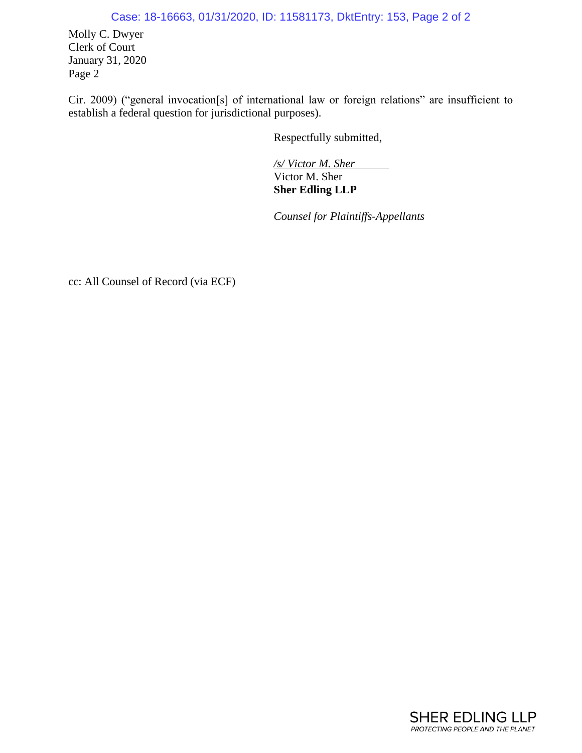Molly C. Dwyer
Clerk of Court
January 31, 2020
Page 2

Cir. 2009) ("general invocation[s] of international law or foreign relations" are insufficient to establish a federal question for jurisdictional purposes).

Respectfully submitted,

*/s/ Victor M. Sher*
Victor M. Sher
**Sher Edling LLP**

*Counsel for Plaintiffs-Appellants*

cc: All Counsel of Record (via ECF)

SHER EDLING LLP
*PROTECTING PEOPLE AND THE PLANET*